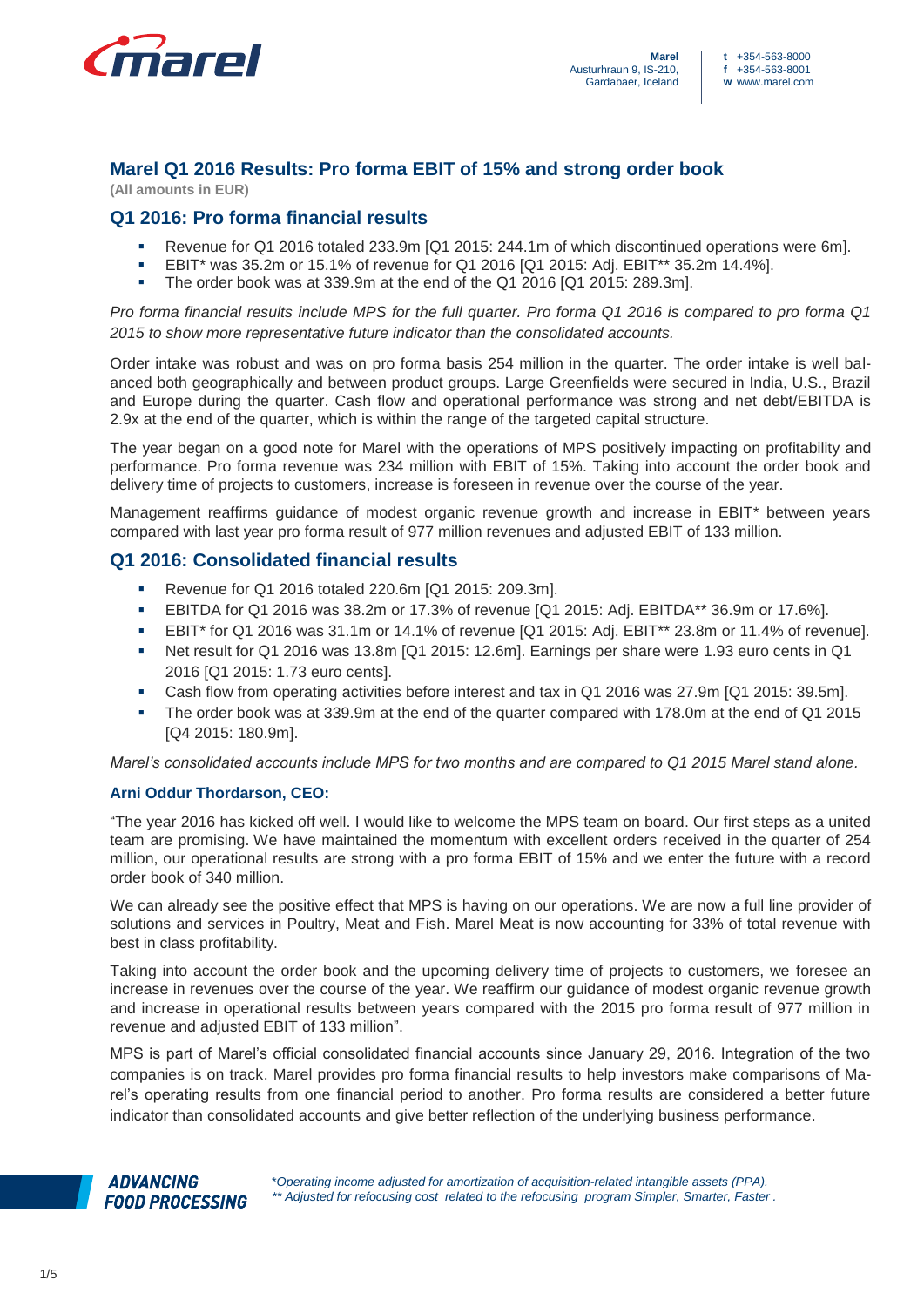# Marel Q1 2016 Results: Pro forma EBIT of 15% and strong order book

**(All amounts in EUR)**

## Q1 2016: Pro forma financial results

- Revenue for Q1 2016 totaled 233.9m [Q1 2015: 244.1m of which discontinued operations were 6m].
- EBIT* was 35.2m or 15.1% of revenue for Q1 2016 [Q1 2015: Adj. EBIT** 35.2m 14.4%].
- The order book was at 339.9m at the end of the Q1 2016 [Q1 2015: 289.3m].

*Pro forma financial results include MPS for the full quarter. Pro forma Q1 2016 is compared to pro forma Q1 2015 to show more representative future indicator than the consolidated accounts.*

Order intake was robust and was on pro forma basis 254 million in the quarter. The order intake is well balanced both geographically and between product groups. Large Greenfields were secured in India, U.S., Brazil and Europe during the quarter. Cash flow and operational performance was strong and net debt/EBITDA is 2.9x at the end of the quarter, which is within the range of the targeted capital structure.

The year began on a good note for Marel with the operations of MPS positively impacting on profitability and performance. Pro forma revenue was 234 million with EBIT of 15%. Taking into account the order book and delivery time of projects to customers, increase is foreseen in revenue over the course of the year.

Management reaffirms guidance of modest organic revenue growth and increase in EBIT* between years compared with last year pro forma result of 977 million revenues and adjusted EBIT of 133 million.

## Q1 2016: Consolidated financial results

- Revenue for Q1 2016 totaled 220.6m [Q1 2015: 209.3m].
- EBITDA for Q1 2016 was 38.2m or 17.3% of revenue [Q1 2015: Adj. EBITDA** 36.9m or 17.6%].
- EBIT* for Q1 2016 was 31.1m or 14.1% of revenue [Q1 2015: Adj. EBIT** 23.8m or 11.4% of revenue].
- Net result for Q1 2016 was 13.8m [Q1 2015: 12.6m]. Earnings per share were 1.93 euro cents in Q1 2016 [Q1 2015: 1.73 euro cents].
- Cash flow from operating activities before interest and tax in Q1 2016 was 27.9m [Q1 2015: 39.5m].
- The order book was at 339.9m at the end of the quarter compared with 178.0m at the end of Q1 2015 [Q4 2015: 180.9m].

*Marel's consolidated accounts include MPS for two months and are compared to Q1 2015 Marel stand alone.*

### Arni Oddur Thordarson, CEO:

"The year 2016 has kicked off well. I would like to welcome the MPS team on board. Our first steps as a united team are promising. We have maintained the momentum with excellent orders received in the quarter of 254 million, our operational results are strong with a pro forma EBIT of 15% and we enter the future with a record order book of 340 million.

We can already see the positive effect that MPS is having on our operations. We are now a full line provider of solutions and services in Poultry, Meat and Fish. Marel Meat is now accounting for 33% of total revenue with best in class profitability.

Taking into account the order book and the upcoming delivery time of projects to customers, we foresee an increase in revenues over the course of the year. We reaffirm our guidance of modest organic revenue growth and increase in operational results between years compared with the 2015 pro forma result of 977 million in revenue and adjusted EBIT of 133 million".

MPS is part of Marel's official consolidated financial accounts since January 29, 2016. Integration of the two companies is on track. Marel provides pro forma financial results to help investors make comparisons of Marel's operating results from one financial period to another. Pro forma results are considered a better future indicator than consolidated accounts and give better reflection of the underlying business performance.

*\*Operating income adjusted for amortization of acquisition-related intangible assets (PPA).*
*\*\* Adjusted for refocusing cost related to the refocusing program Simpler, Smarter, Faster .*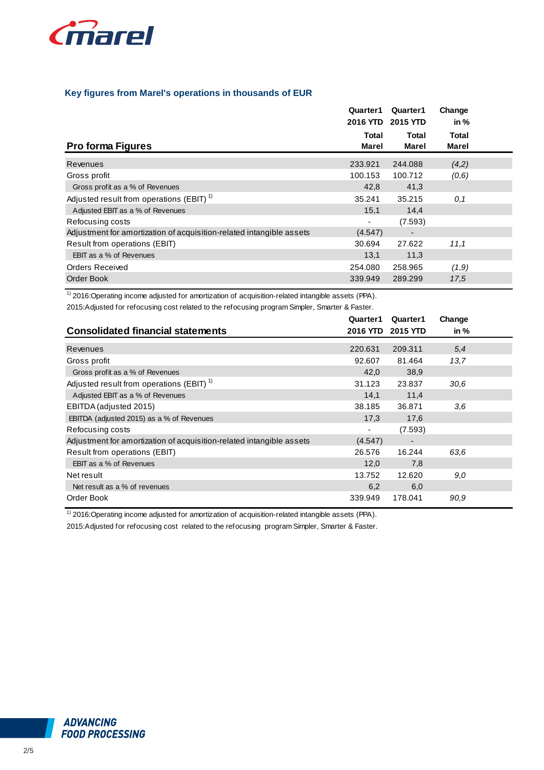## Key figures from Marel's operations in thousands of EUR

| Pro forma Figures | Quarter1 2016 YTD Total Marel | Quarter1 2015 YTD Total Marel | Change in % Total Marel |
|---|---|---|---|
| Revenues | 233.921 | 244.088 | *(4,2)* |
| Gross profit | 100.153 | 100.712 | *(0,6)* |
| Gross profit as a % of Revenues | 42,8 | 41,3 | |
| Adjusted result from operations (EBIT) [1] | 35.241 | 35.215 | *0,1* |
| Adjusted EBIT as a % of Revenues | 15,1 | 14,4 | |
| Refocusing costs | - | (7.593) | |
| Adjustment for amortization of acquisition-related intangible assets | (4.547) | - | |
| Result from operations (EBIT) | 30.694 | 27.622 | *11,1* |
| EBIT as a % of Revenues | 13,1 | 11,3 | |
| Orders Received | 254.080 | 258.965 | *(1,9)* |
| Order Book | 339.949 | 289.299 | *17,5* |

[1] 2016:Operating income adjusted for amortization of acquisition-related intangible assets (PPA).

2015:Adjusted for refocusing cost related to the refocusing program Simpler, Smarter & Faster.

| Consolidated financial statements | Quarter1 2016 YTD | Quarter1 2015 YTD | Change in % |
|---|---|---|---|
| Revenues | 220.631 | 209.311 | *5,4* |
| Gross profit | 92.607 | 81.464 | *13,7* |
| Gross profit as a % of Revenues | 42,0 | 38,9 | |
| Adjusted result from operations (EBIT) [1] | 31.123 | 23.837 | *30,6* |
| Adjusted EBIT as a % of Revenues | 14,1 | 11,4 | |
| EBITDA (adjusted 2015) | 38.185 | 36.871 | *3,6* |
| EBITDA (adjusted 2015) as a % of Revenues | 17,3 | 17,6 | |
| Refocusing costs | - | (7.593) | |
| Adjustment for amortization of acquisition-related intangible assets | (4.547) | - | |
| Result from operations (EBIT) | 26.576 | 16.244 | *63,6* |
| EBIT as a % of Revenues | 12,0 | 7,8 | |
| Net result | 13.752 | 12.620 | *9,0* |
| Net result as a % of revenues | 6,2 | 6,0 | |
| Order Book | 339.949 | 178.041 | *90,9* |

[1] 2016:Operating income adjusted for amortization of acquisition-related intangible assets (PPA).

2015:Adjusted for refocusing cost related to the refocusing program Simpler, Smarter & Faster.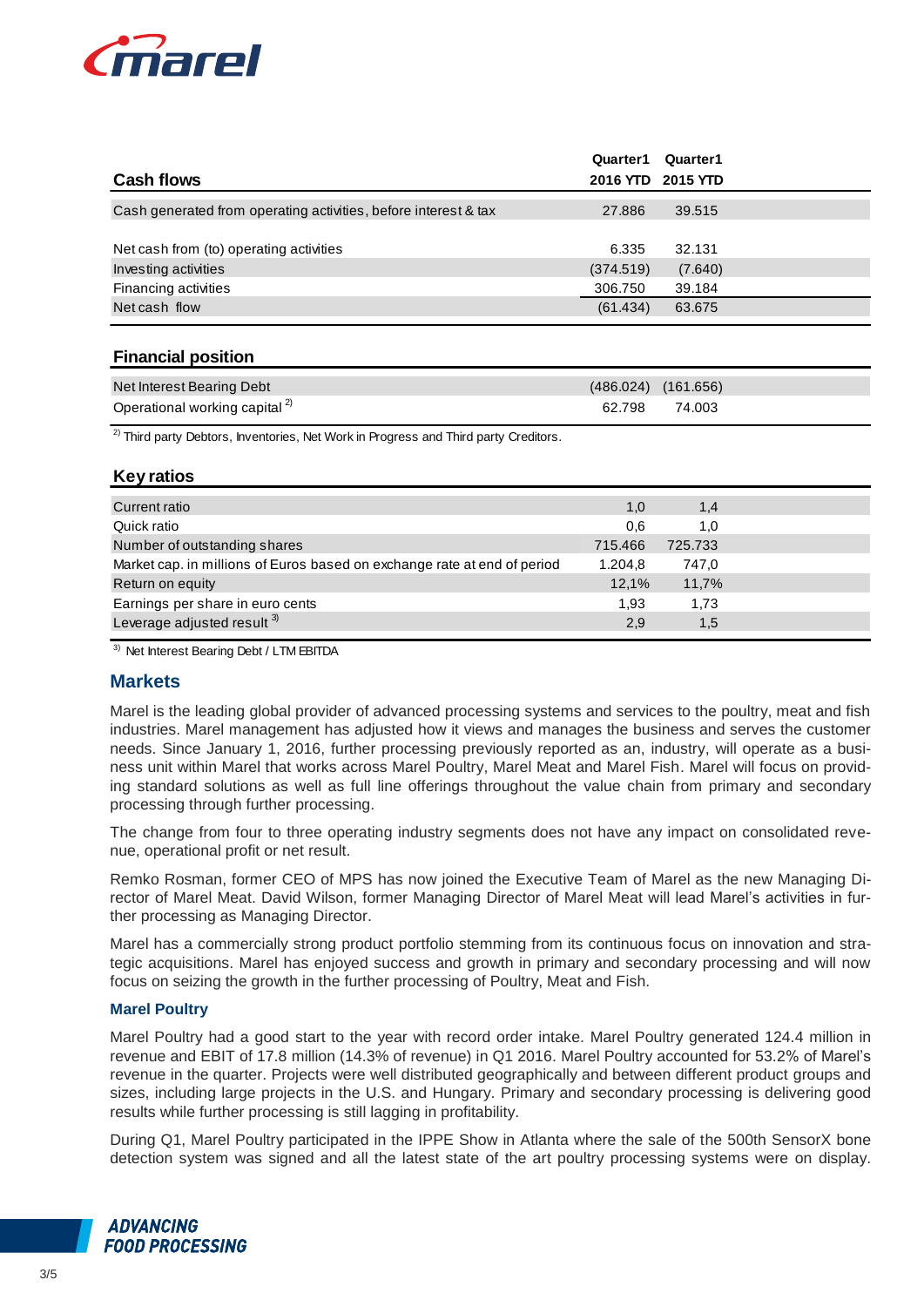| Cash flows | Quarter1 2016 YTD | Quarter1 2015 YTD |
|---|---|---|
| Cash generated from operating activities, before interest & tax | 27.886 | 39.515 |
| | | |
| Net cash from (to) operating activities | 6.335 | 32.131 |
| Investing activities | (374.519) | (7.640) |
| Financing activities | 306.750 | 39.184 |
| Net cash flow | (61.434) | 63.675 |

| Financial position | | |
|---|---|---|
| Net Interest Bearing Debt | (486.024) | (161.656) |
| Operational working capital [2] | 62.798 | 74.003 |

[2] Third party Debtors, Inventories, Net Work in Progress and Third party Creditors.

| Key ratios | | |
|---|---|---|
| Current ratio | 1,0 | 1,4 |
| Quick ratio | 0,6 | 1,0 |
| Number of outstanding shares | 715.466 | 725.733 |
| Market cap. in millions of Euros based on exchange rate at end of period | 1.204,8 | 747,0 |
| Return on equity | 12,1% | 11,7% |
| Earnings per share in euro cents | 1,93 | 1,73 |
| Leverage adjusted result [3] | 2,9 | 1,5 |

[3] Net Interest Bearing Debt / LTM EBITDA

## Markets

Marel is the leading global provider of advanced processing systems and services to the poultry, meat and fish industries. Marel management has adjusted how it views and manages the business and serves the customer needs. Since January 1, 2016, further processing previously reported as an, industry, will operate as a business unit within Marel that works across Marel Poultry, Marel Meat and Marel Fish. Marel will focus on providing standard solutions as well as full line offerings throughout the value chain from primary and secondary processing through further processing.

The change from four to three operating industry segments does not have any impact on consolidated revenue, operational profit or net result.

Remko Rosman, former CEO of MPS has now joined the Executive Team of Marel as the new Managing Director of Marel Meat. David Wilson, former Managing Director of Marel Meat will lead Marel's activities in further processing as Managing Director.

Marel has a commercially strong product portfolio stemming from its continuous focus on innovation and strategic acquisitions. Marel has enjoyed success and growth in primary and secondary processing and will now focus on seizing the growth in the further processing of Poultry, Meat and Fish.

### Marel Poultry

Marel Poultry had a good start to the year with record order intake. Marel Poultry generated 124.4 million in revenue and EBIT of 17.8 million (14.3% of revenue) in Q1 2016. Marel Poultry accounted for 53.2% of Marel's revenue in the quarter. Projects were well distributed geographically and between different product groups and sizes, including large projects in the U.S. and Hungary. Primary and secondary processing is delivering good results while further processing is still lagging in profitability.

During Q1, Marel Poultry participated in the IPPE Show in Atlanta where the sale of the 500th SensorX bone detection system was signed and all the latest state of the art poultry processing systems were on display.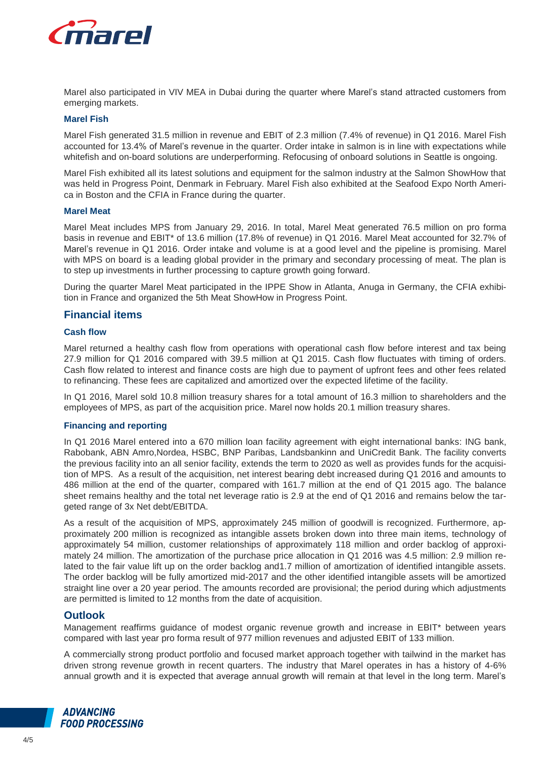Marel also participated in VIV MEA in Dubai during the quarter where Marel's stand attracted customers from emerging markets.

### Marel Fish

Marel Fish generated 31.5 million in revenue and EBIT of 2.3 million (7.4% of revenue) in Q1 2016. Marel Fish accounted for 13.4% of Marel's revenue in the quarter. Order intake in salmon is in line with expectations while whitefish and on-board solutions are underperforming. Refocusing of onboard solutions in Seattle is ongoing.

Marel Fish exhibited all its latest solutions and equipment for the salmon industry at the Salmon ShowHow that was held in Progress Point, Denmark in February. Marel Fish also exhibited at the Seafood Expo North America in Boston and the CFIA in France during the quarter.

### Marel Meat

Marel Meat includes MPS from January 29, 2016. In total, Marel Meat generated 76.5 million on pro forma basis in revenue and EBIT* of 13.6 million (17.8% of revenue) in Q1 2016. Marel Meat accounted for 32.7% of Marel's revenue in Q1 2016. Order intake and volume is at a good level and the pipeline is promising. Marel with MPS on board is a leading global provider in the primary and secondary processing of meat. The plan is to step up investments in further processing to capture growth going forward.

During the quarter Marel Meat participated in the IPPE Show in Atlanta, Anuga in Germany, the CFIA exhibition in France and organized the 5th Meat ShowHow in Progress Point.

## Financial items

### Cash flow

Marel returned a healthy cash flow from operations with operational cash flow before interest and tax being 27.9 million for Q1 2016 compared with 39.5 million at Q1 2015. Cash flow fluctuates with timing of orders. Cash flow related to interest and finance costs are high due to payment of upfront fees and other fees related to refinancing. These fees are capitalized and amortized over the expected lifetime of the facility.

In Q1 2016, Marel sold 10.8 million treasury shares for a total amount of 16.3 million to shareholders and the employees of MPS, as part of the acquisition price. Marel now holds 20.1 million treasury shares.

### Financing and reporting

In Q1 2016 Marel entered into a 670 million loan facility agreement with eight international banks: ING bank, Rabobank, ABN Amro,Nordea, HSBC, BNP Paribas, Landsbankinn and UniCredit Bank. The facility converts the previous facility into an all senior facility, extends the term to 2020 as well as provides funds for the acquisition of MPS. As a result of the acquisition, net interest bearing debt increased during Q1 2016 and amounts to 486 million at the end of the quarter, compared with 161.7 million at the end of Q1 2015 ago. The balance sheet remains healthy and the total net leverage ratio is 2.9 at the end of Q1 2016 and remains below the targeted range of 3x Net debt/EBITDA.

As a result of the acquisition of MPS, approximately 245 million of goodwill is recognized. Furthermore, approximately 200 million is recognized as intangible assets broken down into three main items, technology of approximately 54 million, customer relationships of approximately 118 million and order backlog of approximately 24 million. The amortization of the purchase price allocation in Q1 2016 was 4.5 million: 2.9 million related to the fair value lift up on the order backlog and1.7 million of amortization of identified intangible assets. The order backlog will be fully amortized mid-2017 and the other identified intangible assets will be amortized straight line over a 20 year period. The amounts recorded are provisional; the period during which adjustments are permitted is limited to 12 months from the date of acquisition.

## Outlook

Management reaffirms guidance of modest organic revenue growth and increase in EBIT* between years compared with last year pro forma result of 977 million revenues and adjusted EBIT of 133 million.

A commercially strong product portfolio and focused market approach together with tailwind in the market has driven strong revenue growth in recent quarters. The industry that Marel operates in has a history of 4-6% annual growth and it is expected that average annual growth will remain at that level in the long term. Marel's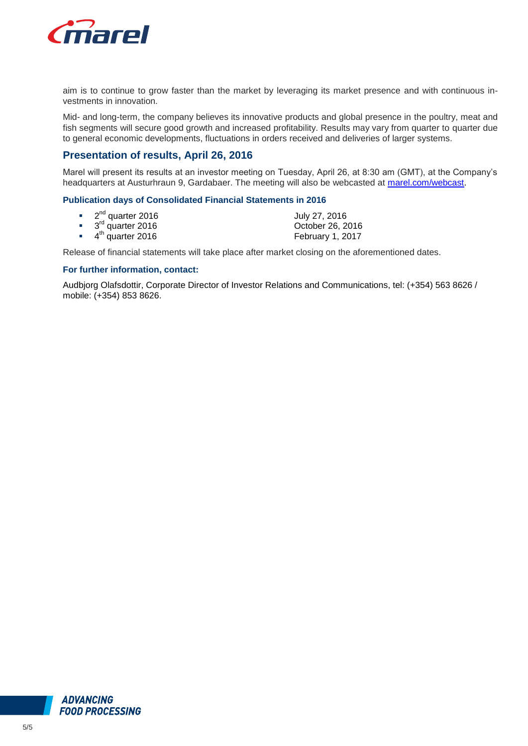aim is to continue to grow faster than the market by leveraging its market presence and with continuous investments in innovation.

Mid- and long-term, the company believes its innovative products and global presence in the poultry, meat and fish segments will secure good growth and increased profitability. Results may vary from quarter to quarter due to general economic developments, fluctuations in orders received and deliveries of larger systems.

## Presentation of results, April 26, 2016

Marel will present its results at an investor meeting on Tuesday, April 26, at 8:30 am (GMT), at the Company's headquarters at Austurhraun 9, Gardabaer. The meeting will also be webcasted at [marel.com/webcast](marel.com/webcast).

### Publication days of Consolidated Financial Statements in 2016

- 2nd quarter 2016 — July 27, 2016
- 3rd quarter 2016 — October 26, 2016
- 4th quarter 2016 — February 1, 2017

Release of financial statements will take place after market closing on the aforementioned dates.

### For further information, contact:

Audbjorg Olafsdottir, Corporate Director of Investor Relations and Communications, tel: (+354) 563 8626 / mobile: (+354) 853 8626.